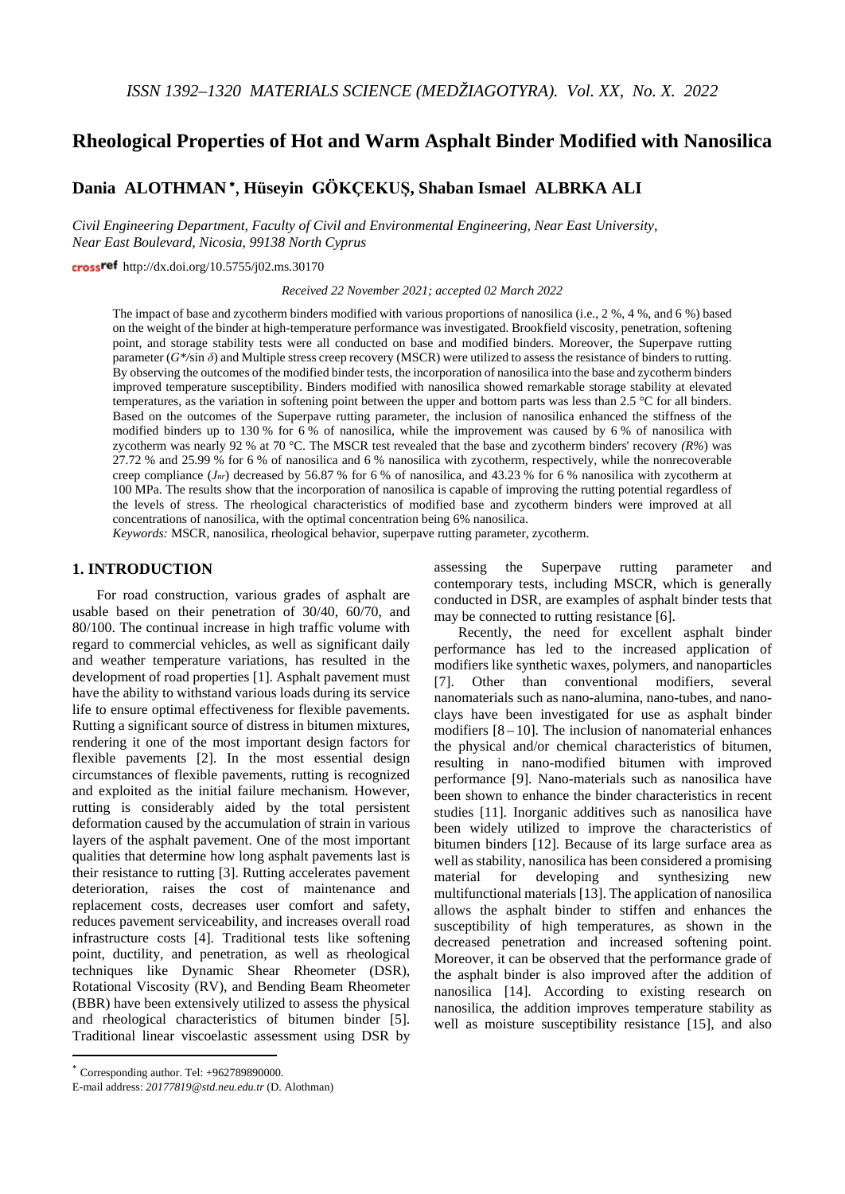# Rheological Properties of Hot and Warm Asphalt Binder Modified with Nanosilica

## Dania ALOTHMAN *, Hüseyin GÖKÇEKUŞ, Shaban Ismael ALBRKA ALI

*Civil Engineering Department, Faculty of Civil and Environmental Engineering, Near East University, Near East Boulevard, Nicosia, 99138 North Cyprus*

http://dx.doi.org/10.5755/j02.ms.30170

*Received 22 November 2021; accepted 02 March 2022*

The impact of base and zycotherm binders modified with various proportions of nanosilica (i.e., 2 %, 4 %, and 6 %) based on the weight of the binder at high-temperature performance was investigated. Brookfield viscosity, penetration, softening point, and storage stability tests were all conducted on base and modified binders. Moreover, the Superpave rutting parameter ($G^*/\sin\delta$) and Multiple stress creep recovery (MSCR) were utilized to assess the resistance of binders to rutting. By observing the outcomes of the modified binder tests, the incorporation of nanosilica into the base and zycotherm binders improved temperature susceptibility. Binders modified with nanosilica showed remarkable storage stability at elevated temperatures, as the variation in softening point between the upper and bottom parts was less than 2.5 °C for all binders. Based on the outcomes of the Superpave rutting parameter, the inclusion of nanosilica enhanced the stiffness of the modified binders up to 130 % for 6 % of nanosilica, while the improvement was caused by 6 % of nanosilica with zycotherm was nearly 92 % at 70 °C. The MSCR test revealed that the base and zycotherm binders' recovery *(R%)* was 27.72 % and 25.99 % for 6 % of nanosilica and 6 % nanosilica with zycotherm, respectively, while the nonrecoverable creep compliance ($J_{nr}$) decreased by 56.87 % for 6 % of nanosilica, and 43.23 % for 6 % nanosilica with zycotherm at 100 MPa. The results show that the incorporation of nanosilica is capable of improving the rutting potential regardless of the levels of stress. The rheological characteristics of modified base and zycotherm binders were improved at all concentrations of nanosilica, with the optimal concentration being 6% nanosilica.

*Keywords:* MSCR, nanosilica, rheological behavior, superpave rutting parameter, zycotherm.

## 1. INTRODUCTION

For road construction, various grades of asphalt are usable based on their penetration of 30/40, 60/70, and 80/100. The continual increase in high traffic volume with regard to commercial vehicles, as well as significant daily and weather temperature variations, has resulted in the development of road properties [1]. Asphalt pavement must have the ability to withstand various loads during its service life to ensure optimal effectiveness for flexible pavements. Rutting a significant source of distress in bitumen mixtures, rendering it one of the most important design factors for flexible pavements [2]. In the most essential design circumstances of flexible pavements, rutting is recognized and exploited as the initial failure mechanism. However, rutting is considerably aided by the total persistent deformation caused by the accumulation of strain in various layers of the asphalt pavement. One of the most important qualities that determine how long asphalt pavements last is their resistance to rutting [3]. Rutting accelerates pavement deterioration, raises the cost of maintenance and replacement costs, decreases user comfort and safety, reduces pavement serviceability, and increases overall road infrastructure costs [4]. Traditional tests like softening point, ductility, and penetration, as well as rheological techniques like Dynamic Shear Rheometer (DSR), Rotational Viscosity (RV), and Bending Beam Rheometer (BBR) have been extensively utilized to assess the physical and rheological characteristics of bitumen binder [5]. Traditional linear viscoelastic assessment using DSR by assessing the Superpave rutting parameter and contemporary tests, including MSCR, which is generally conducted in DSR, are examples of asphalt binder tests that may be connected to rutting resistance [6].

Recently, the need for excellent asphalt binder performance has led to the increased application of modifiers like synthetic waxes, polymers, and nanoparticles [7]. Other than conventional modifiers, several nanomaterials such as nano-alumina, nano-tubes, and nano-clays have been investigated for use as asphalt binder modifiers [8 – 10]. The inclusion of nanomaterial enhances the physical and/or chemical characteristics of bitumen, resulting in nano-modified bitumen with improved performance [9]. Nano-materials such as nanosilica have been shown to enhance the binder characteristics in recent studies [11]. Inorganic additives such as nanosilica have been widely utilized to improve the characteristics of bitumen binders [12]. Because of its large surface area as well as stability, nanosilica has been considered a promising material for developing and synthesizing new multifunctional materials [13]. The application of nanosilica allows the asphalt binder to stiffen and enhances the susceptibility of high temperatures, as shown in the decreased penetration and increased softening point. Moreover, it can be observed that the performance grade of the asphalt binder is also improved after the addition of nanosilica [14]. According to existing research on nanosilica, the addition improves temperature stability as well as moisture susceptibility resistance [15], and also

* Corresponding author. Tel: +962789890000.
E-mail address: *20177819@std.neu.edu.tr* (D. Alothman)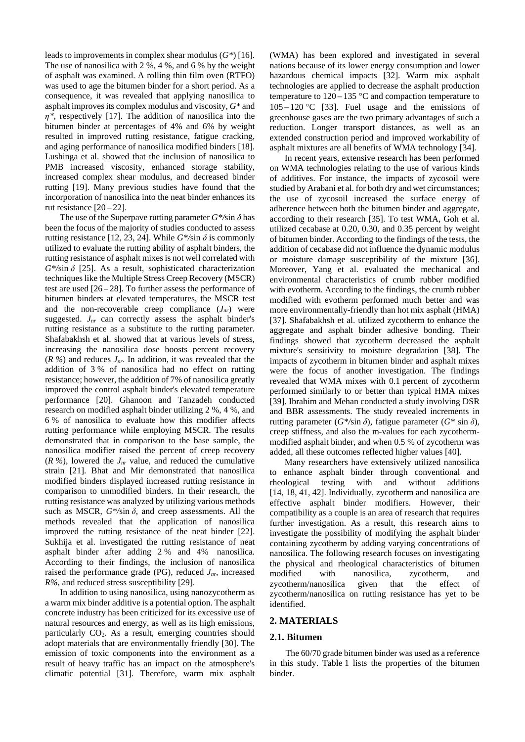leads to improvements in complex shear modulus ($G^*$) [16]. The use of nanosilica with 2 %, 4 %, and 6 % by the weight of asphalt was examined. A rolling thin film oven (RTFO) was used to age the bitumen binder for a short period. As a consequence, it was revealed that applying nanosilica to asphalt improves its complex modulus and viscosity, $G^*$ and $\eta^*$, respectively [17]. The addition of nanosilica into the bitumen binder at percentages of 4% and 6% by weight resulted in improved rutting resistance, fatigue cracking, and aging performance of nanosilica modified binders [18]. Lushinga et al. showed that the inclusion of nanosilica to PMB increased viscosity, enhanced storage stability, increased complex shear modulus, and decreased binder rutting [19]. Many previous studies have found that the incorporation of nanosilica into the neat binder enhances its rut resistance [20 – 22].

The use of the Superpave rutting parameter $G^*/\sin\delta$ has been the focus of the majority of studies conducted to assess rutting resistance [12, 23, 24]. While $G^*/\sin\delta$ is commonly utilized to evaluate the rutting ability of asphalt binders, the rutting resistance of asphalt mixes is not well correlated with $G^*/\sin\delta$ [25]. As a result, sophisticated characterization techniques like the Multiple Stress Creep Recovery (MSCR) test are used [26 – 28]. To further assess the performance of bitumen binders at elevated temperatures, the MSCR test and the non-recoverable creep compliance ($J_{nr}$) were suggested. $J_{nr}$ can correctly assess the asphalt binder's rutting resistance as a substitute to the rutting parameter. Shafabakhsh et al. showed that at various levels of stress, increasing the nanosilica dose boosts percent recovery ($R$ %) and reduces $J_{nr}$. In addition, it was revealed that the addition of 3 % of nanosilica had no effect on rutting resistance; however, the addition of 7% of nanosilica greatly improved the control asphalt binder's elevated temperature performance [20]. Ghanoon and Tanzadeh conducted research on modified asphalt binder utilizing 2 %, 4 %, and 6 % of nanosilica to evaluate how this modifier affects rutting performance while employing MSCR. The results demonstrated that in comparison to the base sample, the nanosilica modifier raised the percent of creep recovery ($R$ %), lowered the $J_{nr}$ value, and reduced the cumulative strain [21]. Bhat and Mir demonstrated that nanosilica modified binders displayed increased rutting resistance in comparison to unmodified binders. In their research, the rutting resistance was analyzed by utilizing various methods such as MSCR, $G^*/\sin\delta$, and creep assessments. All the methods revealed that the application of nanosilica improved the rutting resistance of the neat binder [22]. Sukhija et al. investigated the rutting resistance of neat asphalt binder after adding 2 % and 4% nanosilica. According to their findings, the inclusion of nanosilica raised the performance grade (PG), reduced $J_{nr}$, increased $R$%, and reduced stress susceptibility [29].

In addition to using nanosilica, using nanozycotherm as a warm mix binder additive is a potential option. The asphalt concrete industry has been criticized for its excessive use of natural resources and energy, as well as its high emissions, particularly $CO_2$. As a result, emerging countries should adopt materials that are environmentally friendly [30]. The emission of toxic components into the environment as a result of heavy traffic has an impact on the atmosphere's climatic potential [31]. Therefore, warm mix asphalt (WMA) has been explored and investigated in several nations because of its lower energy consumption and lower hazardous chemical impacts [32]. Warm mix asphalt technologies are applied to decrease the asphalt production temperature to 120 – 135 °C and compaction temperature to 105 – 120 °C [33]. Fuel usage and the emissions of greenhouse gases are the two primary advantages of such a reduction. Longer transport distances, as well as an extended construction period and improved workability of asphalt mixtures are all benefits of WMA technology [34].

In recent years, extensive research has been performed on WMA technologies relating to the use of various kinds of additives. For instance, the impacts of zycosoil were studied by Arabani et al. for both dry and wet circumstances; the use of zycosoil increased the surface energy of adherence between both the bitumen binder and aggregate, according to their research [35]. To test WMA, Goh et al. utilized cecabase at 0.20, 0.30, and 0.35 percent by weight of bitumen binder. According to the findings of the tests, the addition of cecabase did not influence the dynamic modulus or moisture damage susceptibility of the mixture [36]. Moreover, Yang et al. evaluated the mechanical and environmental characteristics of crumb rubber modified with evotherm. According to the findings, the crumb rubber modified with evotherm performed much better and was more environmentally-friendly than hot mix asphalt (HMA) [37]. Shafabakhsh et al. utilized zycotherm to enhance the aggregate and asphalt binder adhesive bonding. Their findings showed that zycotherm decreased the asphalt mixture's sensitivity to moisture degradation [38]. The impacts of zycotherm in bitumen binder and asphalt mixes were the focus of another investigation. The findings revealed that WMA mixes with 0.1 percent of zycotherm performed similarly to or better than typical HMA mixes [39]. Ibrahim and Mehan conducted a study involving DSR and BBR assessments. The study revealed increments in rutting parameter ($G^*/\sin\delta$), fatigue parameter ($G^*\sin\delta$), creep stiffness, and also the m-values for each zycotherm-modified asphalt binder, and when 0.5 % of zycotherm was added, all these outcomes reflected higher values [40].

Many researchers have extensively utilized nanosilica to enhance asphalt binder through conventional and rheological testing with and without additions [14, 18, 41, 42]. Individually, zycotherm and nanosilica are effective asphalt binder modifiers. However, their compatibility as a couple is an area of research that requires further investigation. As a result, this research aims to investigate the possibility of modifying the asphalt binder containing zycotherm by adding varying concentrations of nanosilica. The following research focuses on investigating the physical and rheological characteristics of bitumen modified with nanosilica, zycotherm, and zycotherm/nanosilica given that the effect of zycotherm/nanosilica on rutting resistance has yet to be identified.

## 2. MATERIALS

### 2.1. Bitumen

The 60/70 grade bitumen binder was used as a reference in this study. Table 1 lists the properties of the bitumen binder.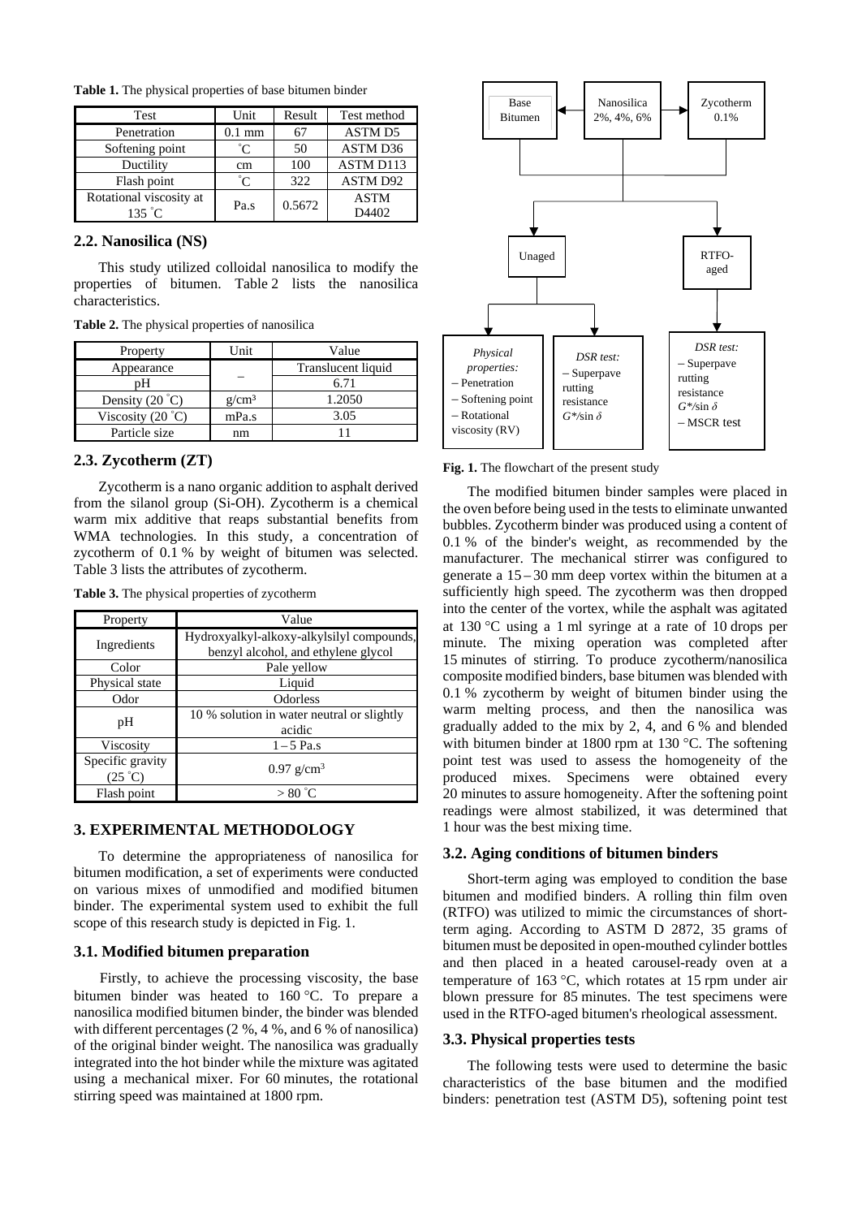**Table 1.** The physical properties of base bitumen binder

| Test | Unit | Result | Test method |
|---|---|---|---|
| Penetration | 0.1 mm | 67 | ASTM D5 |
| Softening point | ˚C | 50 | ASTM D36 |
| Ductility | cm | 100 | ASTM D113 |
| Flash point | ˚C | 322 | ASTM D92 |
| Rotational viscosity at 135 ˚C | Pa.s | 0.5672 | ASTM D4402 |

## 2.2. Nanosilica (NS)

This study utilized colloidal nanosilica to modify the properties of bitumen. Table 2 lists the nanosilica characteristics.

**Table 2.** The physical properties of nanosilica

| Property | Unit | Value |
|---|---|---|
| Appearance | – | Translucent liquid |
| pH | | 6.71 |
| Density (20 ˚C) | g/cm³ | 1.2050 |
| Viscosity (20 ˚C) | mPa.s | 3.05 |
| Particle size | nm | 11 |

## 2.3. Zycotherm (ZT)

Zycotherm is a nano organic addition to asphalt derived from the silanol group (Si-OH). Zycotherm is a chemical warm mix additive that reaps substantial benefits from WMA technologies. In this study, a concentration of zycotherm of 0.1 % by weight of bitumen was selected. Table 3 lists the attributes of zycotherm.

**Table 3.** The physical properties of zycotherm

| Property | Value |
|---|---|
| Ingredients | Hydroxyalkyl-alkoxy-alkylsilyl compounds, benzyl alcohol, and ethylene glycol |
| Color | Pale yellow |
| Physical state | Liquid |
| Odor | Odorless |
| pH | 10 % solution in water neutral or slightly acidic |
| Viscosity | 1 – 5 Pa.s |
| Specific gravity (25 ˚C) | 0.97 g/cm³ |
| Flash point | > 80 ˚C |

# 3. EXPERIMENTAL METHODOLOGY

To determine the appropriateness of nanosilica for bitumen modification, a set of experiments were conducted on various mixes of unmodified and modified bitumen binder. The experimental system used to exhibit the full scope of this research study is depicted in Fig. 1.

Base Bitumen ← Nanosilica 2%, 4%, 6% ← Zycotherm 0.1%

Unaged:
- *Physical properties:* – Penetration – Softening point – Rotational viscosity (RV)
- *DSR test:* – Superpave rutting resistance $G^*/\sin\delta$

RTFO-aged:
- *DSR test:* – Superpave rutting resistance $G^*/\sin\delta$ – MSCR test

**Fig. 1.** The flowchart of the present study

## 3.1. Modified bitumen preparation

Firstly, to achieve the processing viscosity, the base bitumen binder was heated to 160 °C. To prepare a nanosilica modified bitumen binder, the binder was blended with different percentages (2 %, 4 %, and 6 % of nanosilica) of the original binder weight. The nanosilica was gradually integrated into the hot binder while the mixture was agitated using a mechanical mixer. For 60 minutes, the rotational stirring speed was maintained at 1800 rpm.

The modified bitumen binder samples were placed in the oven before being used in the tests to eliminate unwanted bubbles. Zycotherm binder was produced using a content of 0.1 % of the binder's weight, as recommended by the manufacturer. The mechanical stirrer was configured to generate a 15 – 30 mm deep vortex within the bitumen at a sufficiently high speed. The zycotherm was then dropped into the center of the vortex, while the asphalt was agitated at 130 °C using a 1 ml syringe at a rate of 10 drops per minute. The mixing operation was completed after 15 minutes of stirring. To produce zycotherm/nanosilica composite modified binders, base bitumen was blended with 0.1 % zycotherm by weight of bitumen binder using the warm melting process, and then the nanosilica was gradually added to the mix by 2, 4, and 6 % and blended with bitumen binder at 1800 rpm at 130 °C. The softening point test was used to assess the homogeneity of the produced mixes. Specimens were obtained every 20 minutes to assure homogeneity. After the softening point readings were almost stabilized, it was determined that 1 hour was the best mixing time.

## 3.2. Aging conditions of bitumen binders

Short-term aging was employed to condition the base bitumen and modified binders. A rolling thin film oven (RTFO) was utilized to mimic the circumstances of short-term aging. According to ASTM D 2872, 35 grams of bitumen must be deposited in open-mouthed cylinder bottles and then placed in a heated carousel-ready oven at a temperature of 163 °C, which rotates at 15 rpm under air blown pressure for 85 minutes. The test specimens were used in the RTFO-aged bitumen's rheological assessment.

## 3.3. Physical properties tests

The following tests were used to determine the basic characteristics of the base bitumen and the modified binders: penetration test (ASTM D5), softening point test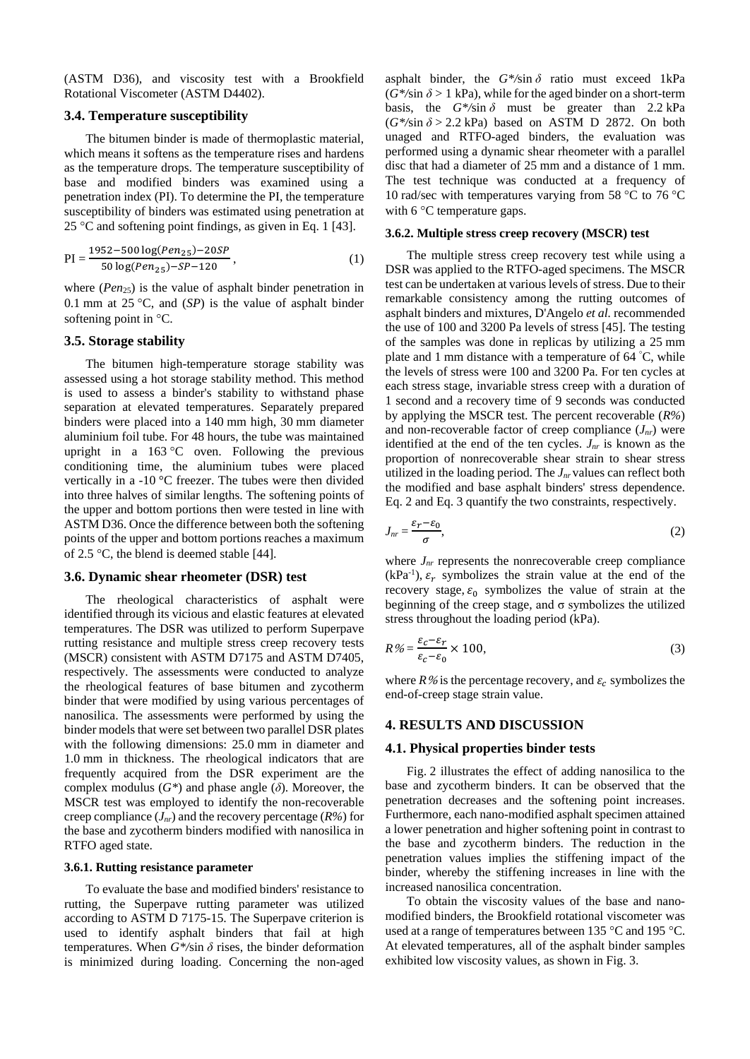(ASTM D36), and viscosity test with a Brookfield Rotational Viscometer (ASTM D4402).

### 3.4. Temperature susceptibility

The bitumen binder is made of thermoplastic material, which means it softens as the temperature rises and hardens as the temperature drops. The temperature susceptibility of base and modified binders was examined using a penetration index (PI). To determine the PI, the temperature susceptibility of binders was estimated using penetration at 25 °C and softening point findings, as given in Eq. 1 [43].

$$\text{PI} = \frac{1952 - 500\log(Pen_{25}) - 20SP}{50\log(Pen_{25}) - SP - 120}, \tag{1}$$

where ($Pen_{25}$) is the value of asphalt binder penetration in 0.1 mm at 25 °C, and ($SP$) is the value of asphalt binder softening point in °C.

### 3.5. Storage stability

The bitumen high-temperature storage stability was assessed using a hot storage stability method. This method is used to assess a binder's stability to withstand phase separation at elevated temperatures. Separately prepared binders were placed into a 140 mm high, 30 mm diameter aluminium foil tube. For 48 hours, the tube was maintained upright in a 163 °C oven. Following the previous conditioning time, the aluminium tubes were placed vertically in a -10 °C freezer. The tubes were then divided into three halves of similar lengths. The softening points of the upper and bottom portions then were tested in line with ASTM D36. Once the difference between both the softening points of the upper and bottom portions reaches a maximum of 2.5 °C, the blend is deemed stable [44].

### 3.6. Dynamic shear rheometer (DSR) test

The rheological characteristics of asphalt were identified through its vicious and elastic features at elevated temperatures. The DSR was utilized to perform Superpave rutting resistance and multiple stress creep recovery tests (MSCR) consistent with ASTM D7175 and ASTM D7405, respectively. The assessments were conducted to analyze the rheological features of base bitumen and zycotherm binder that were modified by using various percentages of nanosilica. The assessments were performed by using the binder models that were set between two parallel DSR plates with the following dimensions: 25.0 mm in diameter and 1.0 mm in thickness. The rheological indicators that are frequently acquired from the DSR experiment are the complex modulus ($G^*$) and phase angle ($\delta$). Moreover, the MSCR test was employed to identify the non-recoverable creep compliance ($J_{nr}$) and the recovery percentage ($R\%$) for the base and zycotherm binders modified with nanosilica in RTFO aged state.

#### 3.6.1. Rutting resistance parameter

To evaluate the base and modified binders' resistance to rutting, the Superpave rutting parameter was utilized according to ASTM D 7175-15. The Superpave criterion is used to identify asphalt binders that fail at high temperatures. When $G^*/\sin\delta$ rises, the binder deformation is minimized during loading. Concerning the non-aged asphalt binder, the $G^*/\sin\delta$ ratio must exceed 1kPa ($G^*/\sin\delta > 1$ kPa), while for the aged binder on a short-term basis, the $G^*/\sin\delta$ must be greater than 2.2 kPa ($G^*/\sin\delta > 2.2$ kPa) based on ASTM D 2872. On both unaged and RTFO-aged binders, the evaluation was performed using a dynamic shear rheometer with a parallel disc that had a diameter of 25 mm and a distance of 1 mm. The test technique was conducted at a frequency of 10 rad/sec with temperatures varying from 58 °C to 76 °C with 6 °C temperature gaps.

#### 3.6.2. Multiple stress creep recovery (MSCR) test

The multiple stress creep recovery test while using a DSR was applied to the RTFO-aged specimens. The MSCR test can be undertaken at various levels of stress. Due to their remarkable consistency among the rutting outcomes of asphalt binders and mixtures, D'Angelo *et al.* recommended the use of 100 and 3200 Pa levels of stress [45]. The testing of the samples was done in replicas by utilizing a 25 mm plate and 1 mm distance with a temperature of 64 °C, while the levels of stress were 100 and 3200 Pa. For ten cycles at each stress stage, invariable stress creep with a duration of 1 second and a recovery time of 9 seconds was conducted by applying the MSCR test. The percent recoverable ($R\%$) and non-recoverable factor of creep compliance ($J_{nr}$) were identified at the end of the ten cycles. $J_{nr}$ is known as the proportion of nonrecoverable shear strain to shear stress utilized in the loading period. The $J_{nr}$ values can reflect both the modified and base asphalt binders' stress dependence. Eq. 2 and Eq. 3 quantify the two constraints, respectively.

$$J_{nr} = \frac{\varepsilon_r - \varepsilon_0}{\sigma}, \tag{2}$$

where $J_{nr}$ represents the nonrecoverable creep compliance (kPa$^{-1}$), $\varepsilon_r$ symbolizes the strain value at the end of the recovery stage, $\varepsilon_0$ symbolizes the value of strain at the beginning of the creep stage, and σ symbolizes the utilized stress throughout the loading period (kPa).

$$R\% = \frac{\varepsilon_c - \varepsilon_r}{\varepsilon_c - \varepsilon_0} \times 100, \tag{3}$$

where $R\%$ is the percentage recovery, and $\varepsilon_c$ symbolizes the end-of-creep stage strain value.

## 4. RESULTS AND DISCUSSION

### 4.1. Physical properties binder tests

Fig. 2 illustrates the effect of adding nanosilica to the base and zycotherm binders. It can be observed that the penetration decreases and the softening point increases. Furthermore, each nano-modified asphalt specimen attained a lower penetration and higher softening point in contrast to the base and zycotherm binders. The reduction in the penetration values implies the stiffening impact of the binder, whereby the stiffening increases in line with the increased nanosilica concentration.

To obtain the viscosity values of the base and nano-modified binders, the Brookfield rotational viscometer was used at a range of temperatures between 135 °C and 195 °C. At elevated temperatures, all of the asphalt binder samples exhibited low viscosity values, as shown in Fig. 3.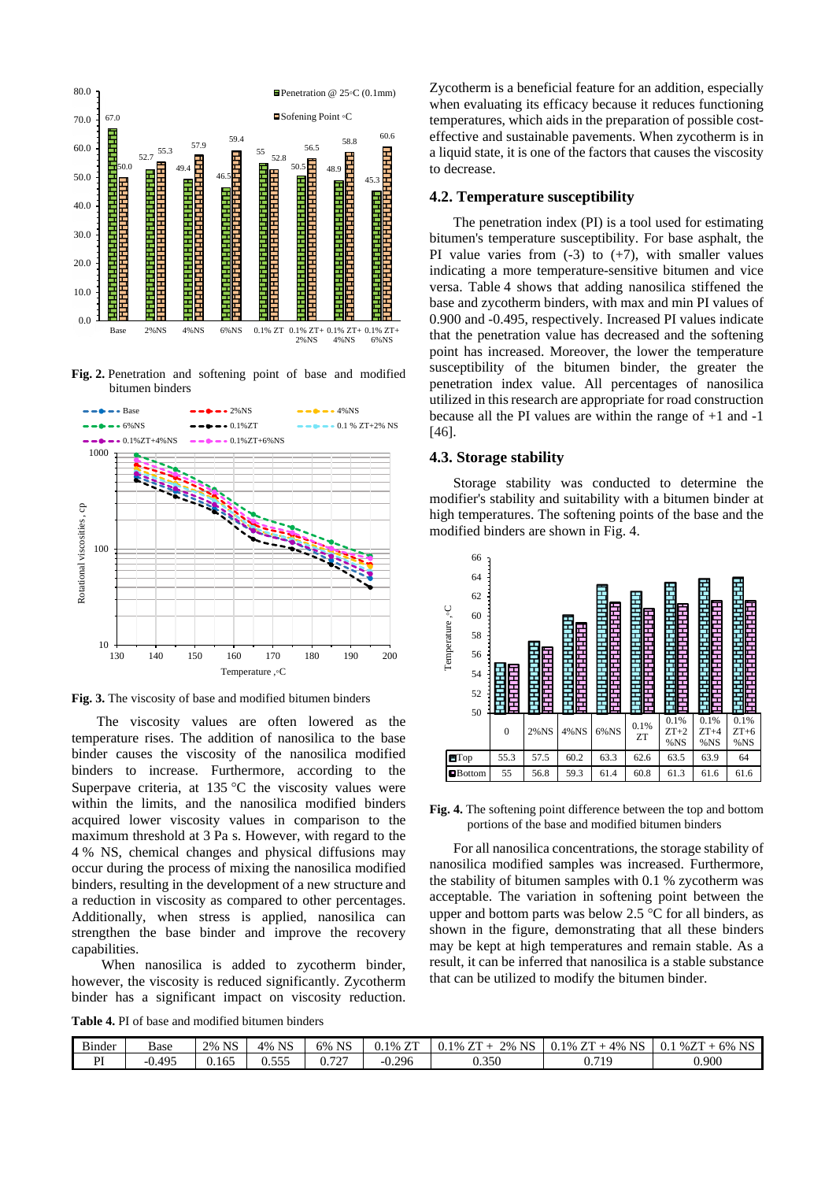**Fig. 2.** Penetration and softening point of base and modified bitumen binders

**Fig. 3.** The viscosity of base and modified bitumen binders

The viscosity values are often lowered as the temperature rises. The addition of nanosilica to the base binder causes the viscosity of the nanosilica modified binders to increase. Furthermore, according to the Superpave criteria, at 135 °C the viscosity values were within the limits, and the nanosilica modified binders acquired lower viscosity values in comparison to the maximum threshold at 3 Pa s. However, with regard to the 4 % NS, chemical changes and physical diffusions may occur during the process of mixing the nanosilica modified binders, resulting in the development of a new structure and a reduction in viscosity as compared to other percentages. Additionally, when stress is applied, nanosilica can strengthen the base binder and improve the recovery capabilities.

When nanosilica is added to zycotherm binder, however, the viscosity is reduced significantly. Zycotherm binder has a significant impact on viscosity reduction.

**Table 4.** PI of base and modified bitumen binders

| Binder | Base | 2% NS | 4% NS | 6% NS | 0.1% ZT | 0.1% ZT + 2% NS | 0.1% ZT + 4% NS | 0.1 %ZT + 6% NS |
|---|---|---|---|---|---|---|---|---|
| PI | -0.495 | 0.165 | 0.555 | 0.727 | -0.296 | 0.350 | 0.719 | 0.900 |

Zycotherm is a beneficial feature for an addition, especially when evaluating its efficacy because it reduces functioning temperatures, which aids in the preparation of possible cost-effective and sustainable pavements. When zycotherm is in a liquid state, it is one of the factors that causes the viscosity to decrease.

## 4.2. Temperature susceptibility

The penetration index (PI) is a tool used for estimating bitumen's temperature susceptibility. For base asphalt, the PI value varies from (-3) to (+7), with smaller values indicating a more temperature-sensitive bitumen and vice versa. Table 4 shows that adding nanosilica stiffened the base and zycotherm binders, with max and min PI values of 0.900 and -0.495, respectively. Increased PI values indicate that the penetration value has decreased and the softening point has increased. Moreover, the lower the temperature susceptibility of the bitumen binder, the greater the penetration index value. All percentages of nanosilica utilized in this research are appropriate for road construction because all the PI values are within the range of +1 and -1 [46].

## 4.3. Storage stability

Storage stability was conducted to determine the modifier's stability and suitability with a bitumen binder at high temperatures. The softening points of the base and the modified binders are shown in Fig. 4.

| | 0 | 2%NS | 4%NS | 6%NS | 0.1% ZT | 0.1% ZT+2 %NS | 0.1% ZT+4 %NS | 0.1% ZT+6 %NS |
|---|---|---|---|---|---|---|---|---|
| Top | 55.3 | 57.5 | 60.2 | 63.3 | 62.6 | 63.5 | 63.9 | 64 |
| Bottom | 55 | 56.8 | 59.3 | 61.4 | 60.8 | 61.3 | 61.6 | 61.6 |

**Fig. 4.** The softening point difference between the top and bottom portions of the base and modified bitumen binders

For all nanosilica concentrations, the storage stability of nanosilica modified samples was increased. Furthermore, the stability of bitumen samples with 0.1 % zycotherm was acceptable. The variation in softening point between the upper and bottom parts was below 2.5 °C for all binders, as shown in the figure, demonstrating that all these binders may be kept at high temperatures and remain stable. As a result, it can be inferred that nanosilica is a stable substance that can be utilized to modify the bitumen binder.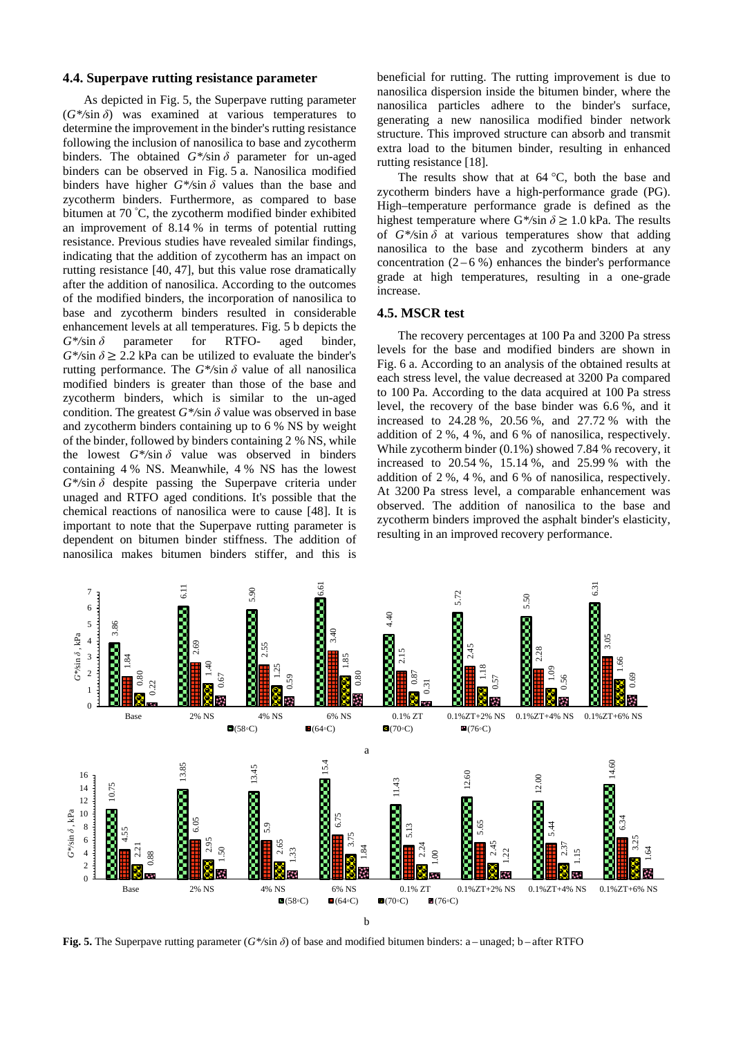### 4.4. Superpave rutting resistance parameter

As depicted in Fig. 5, the Superpave rutting parameter ($G^*/\sin\delta$) was examined at various temperatures to determine the improvement in the binder's rutting resistance following the inclusion of nanosilica to base and zycotherm binders. The obtained $G^*/\sin\delta$ parameter for un-aged binders can be observed in Fig. 5 a. Nanosilica modified binders have higher $G^*/\sin\delta$ values than the base and zycotherm binders. Furthermore, as compared to base bitumen at 70 °C, the zycotherm modified binder exhibited an improvement of 8.14 % in terms of potential rutting resistance. Previous studies have revealed similar findings, indicating that the addition of zycotherm has an impact on rutting resistance [40, 47], but this value rose dramatically after the addition of nanosilica. According to the outcomes of the modified binders, the incorporation of nanosilica to base and zycotherm binders resulted in considerable enhancement levels at all temperatures. Fig. 5 b depicts the $G^*/\sin\delta$ parameter for RTFO- aged binder, $G^*/\sin\delta \geq 2.2$ kPa can be utilized to evaluate the binder's rutting performance. The $G^*/\sin\delta$ value of all nanosilica modified binders is greater than those of the base and zycotherm binders, which is similar to the un-aged condition. The greatest $G^*/\sin\delta$ value was observed in base and zycotherm binders containing up to 6 % NS by weight of the binder, followed by binders containing 2 % NS, while the lowest $G^*/\sin\delta$ value was observed in binders containing 4 % NS. Meanwhile, 4 % NS has the lowest $G^*/\sin\delta$ despite passing the Superpave criteria under unaged and RTFO aged conditions. It's possible that the chemical reactions of nanosilica were to cause [48]. It is important to note that the Superpave rutting parameter is dependent on bitumen binder stiffness. The addition of nanosilica makes bitumen binders stiffer, and this is beneficial for rutting. The rutting improvement is due to nanosilica dispersion inside the bitumen binder, where the nanosilica particles adhere to the binder's surface, generating a new nanosilica modified binder network structure. This improved structure can absorb and transmit extra load to the bitumen binder, resulting in enhanced rutting resistance [18].

The results show that at 64 °C, both the base and zycotherm binders have a high-performance grade (PG). High–temperature performance grade is defined as the highest temperature where $G^*/\sin\delta \geq 1.0$ kPa. The results of $G^*/\sin\delta$ at various temperatures show that adding nanosilica to the base and zycotherm binders at any concentration (2 – 6 %) enhances the binder's performance grade at high temperatures, resulting in a one-grade increase.

### 4.5. MSCR test

The recovery percentages at 100 Pa and 3200 Pa stress levels for the base and modified binders are shown in Fig. 6 a. According to an analysis of the obtained results at each stress level, the value decreased at 3200 Pa compared to 100 Pa. According to the data acquired at 100 Pa stress level, the recovery of the base binder was 6.6 %, and it increased to 24.28 %, 20.56 %, and 27.72 % with the addition of 2 %, 4 %, and 6 % of nanosilica, respectively. While zycotherm binder (0.1%) showed 7.84 % recovery, it increased to 20.54 %, 15.14 %, and 25.99 % with the addition of 2 %, 4 %, and 6 % of nanosilica, respectively. At 3200 Pa stress level, a comparable enhancement was observed. The addition of nanosilica to the base and zycotherm binders improved the asphalt binder's elasticity, resulting in an improved recovery performance.

**Fig. 5.** The Superpave rutting parameter ($G^*/\sin\delta$) of base and modified bitumen binders: a – unaged; b – after RTFO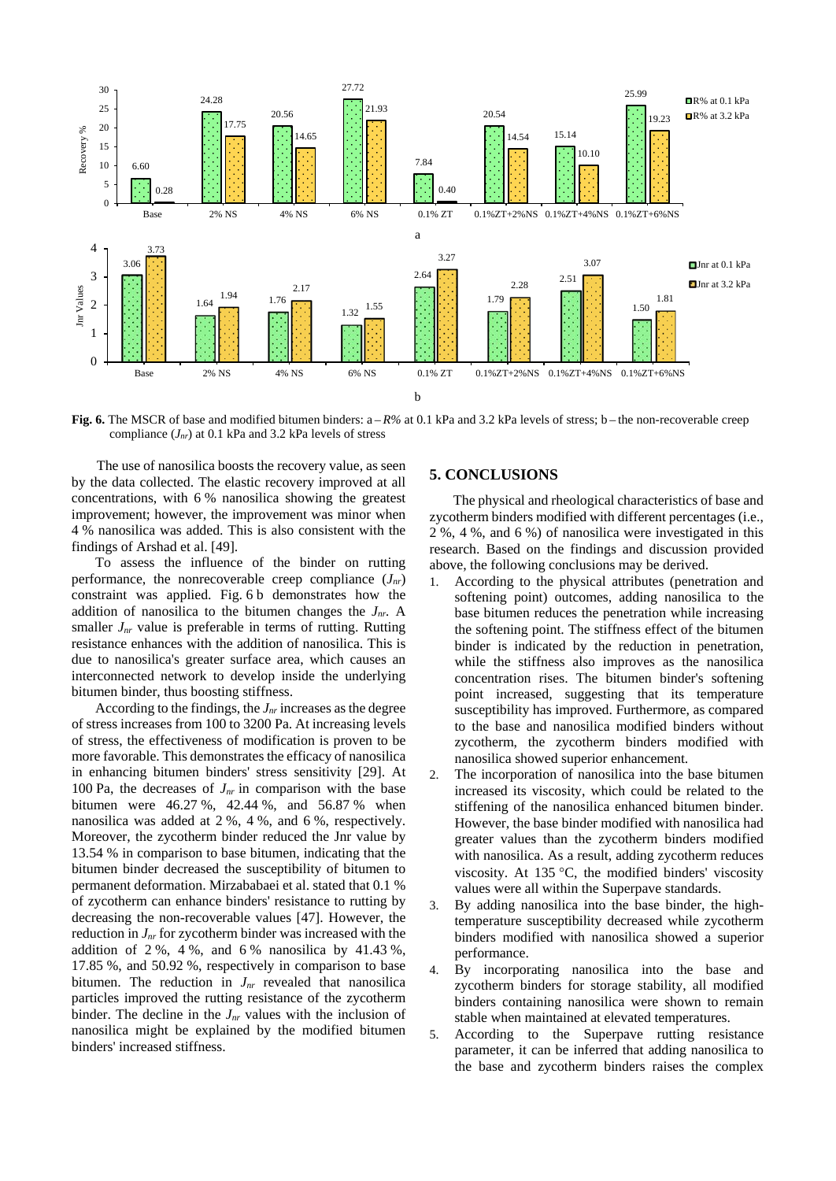**Fig. 6.** The MSCR of base and modified bitumen binders: a – *R%* at 0.1 kPa and 3.2 kPa levels of stress; b – the non-recoverable creep compliance ($J_{nr}$) at 0.1 kPa and 3.2 kPa levels of stress

The use of nanosilica boosts the recovery value, as seen by the data collected. The elastic recovery improved at all concentrations, with 6 % nanosilica showing the greatest improvement; however, the improvement was minor when 4 % nanosilica was added. This is also consistent with the findings of Arshad et al. [49].

To assess the influence of the binder on rutting performance, the nonrecoverable creep compliance ($J_{nr}$) constraint was applied. Fig. 6 b demonstrates how the addition of nanosilica to the bitumen changes the $J_{nr}$. A smaller $J_{nr}$ value is preferable in terms of rutting. Rutting resistance enhances with the addition of nanosilica. This is due to nanosilica's greater surface area, which causes an interconnected network to develop inside the underlying bitumen binder, thus boosting stiffness.

According to the findings, the $J_{nr}$ increases as the degree of stress increases from 100 to 3200 Pa. At increasing levels of stress, the effectiveness of modification is proven to be more favorable. This demonstrates the efficacy of nanosilica in enhancing bitumen binders' stress sensitivity [29]. At 100 Pa, the decreases of $J_{nr}$ in comparison with the base bitumen were 46.27 %, 42.44 %, and 56.87 % when nanosilica was added at 2 %, 4 %, and 6 %, respectively. Moreover, the zycotherm binder reduced the Jnr value by 13.54 % in comparison to base bitumen, indicating that the bitumen binder decreased the susceptibility of bitumen to permanent deformation. Mirzababaei et al. stated that 0.1 % of zycotherm can enhance binders' resistance to rutting by decreasing the non-recoverable values [47]. However, the reduction in $J_{nr}$ for zycotherm binder was increased with the addition of 2 %, 4 %, and 6 % nanosilica by 41.43 %, 17.85 %, and 50.92 %, respectively in comparison to base bitumen. The reduction in $J_{nr}$ revealed that nanosilica particles improved the rutting resistance of the zycotherm binder. The decline in the $J_{nr}$ values with the inclusion of nanosilica might be explained by the modified bitumen binders' increased stiffness.

## 5. CONCLUSIONS

The physical and rheological characteristics of base and zycotherm binders modified with different percentages (i.e., 2 %, 4 %, and 6 %) of nanosilica were investigated in this research. Based on the findings and discussion provided above, the following conclusions may be derived.

1. According to the physical attributes (penetration and softening point) outcomes, adding nanosilica to the base bitumen reduces the penetration while increasing the softening point. The stiffness effect of the bitumen binder is indicated by the reduction in penetration, while the stiffness also improves as the nanosilica concentration rises. The bitumen binder's softening point increased, suggesting that its temperature susceptibility has improved. Furthermore, as compared to the base and nanosilica modified binders without zycotherm, the zycotherm binders modified with nanosilica showed superior enhancement.
2. The incorporation of nanosilica into the base bitumen increased its viscosity, which could be related to the stiffening of the nanosilica enhanced bitumen binder. However, the base binder modified with nanosilica had greater values than the zycotherm binders modified with nanosilica. As a result, adding zycotherm reduces viscosity. At 135 °C, the modified binders' viscosity values were all within the Superpave standards.
3. By adding nanosilica into the base binder, the high-temperature susceptibility decreased while zycotherm binders modified with nanosilica showed a superior performance.
4. By incorporating nanosilica into the base and zycotherm binders for storage stability, all modified binders containing nanosilica were shown to remain stable when maintained at elevated temperatures.
5. According to the Superpave rutting resistance parameter, it can be inferred that adding nanosilica to the base and zycotherm binders raises the complex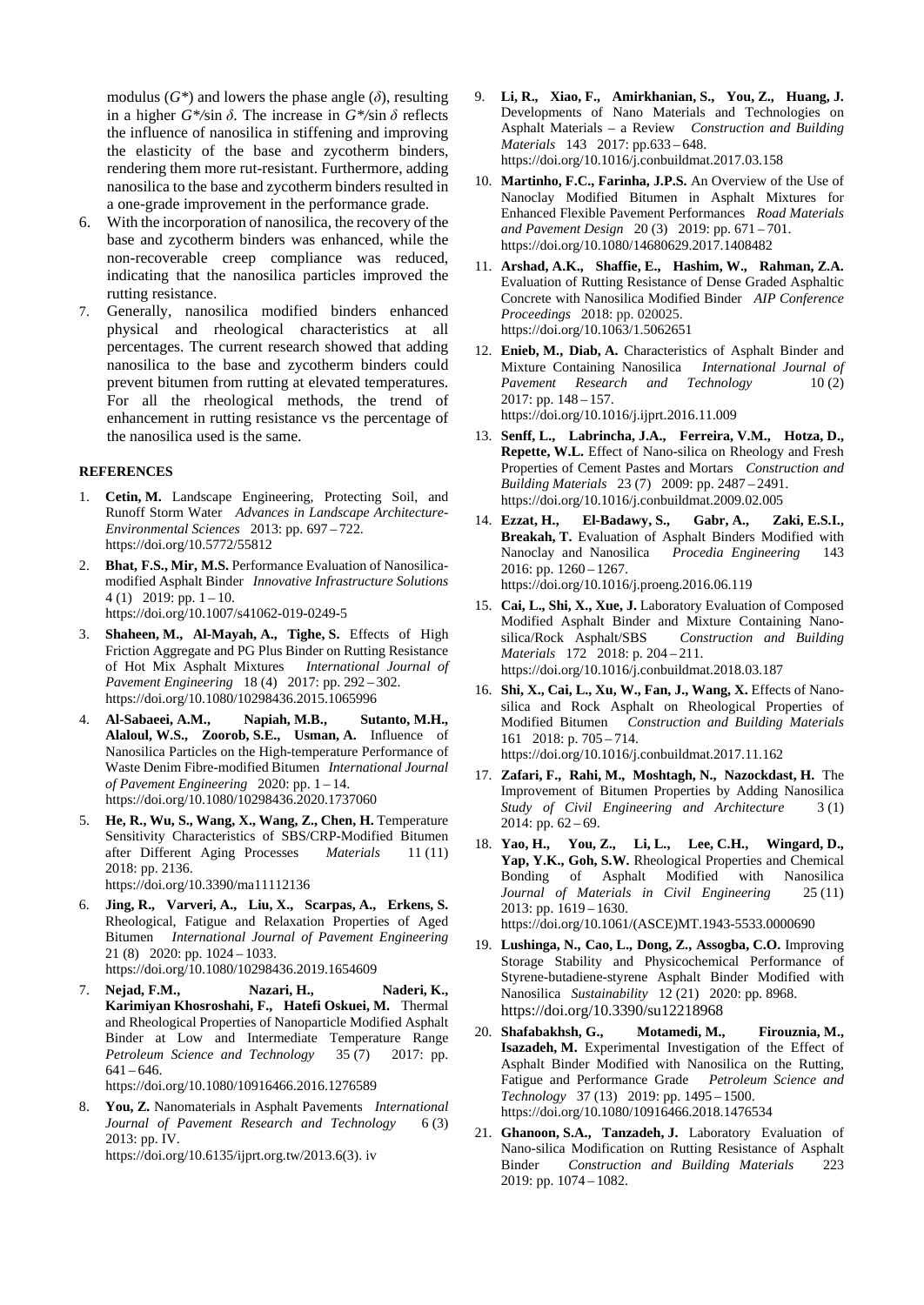modulus ($G^*$) and lowers the phase angle ($\delta$), resulting in a higher $G^*/\sin \delta$. The increase in $G^*/\sin \delta$ reflects the influence of nanosilica in stiffening and improving the elasticity of the base and zycotherm binders, rendering them more rut-resistant. Furthermore, adding nanosilica to the base and zycotherm binders resulted in a one-grade improvement in the performance grade.

6. With the incorporation of nanosilica, the recovery of the base and zycotherm binders was enhanced, while the non-recoverable creep compliance was reduced, indicating that the nanosilica particles improved the rutting resistance.
7. Generally, nanosilica modified binders enhanced physical and rheological characteristics at all percentages. The current research showed that adding nanosilica to the base and zycotherm binders could prevent bitumen from rutting at elevated temperatures. For all the rheological methods, the trend of enhancement in rutting resistance vs the percentage of the nanosilica used is the same.

### REFERENCES

1. **Cetin, M.** Landscape Engineering, Protecting Soil, and Runoff Storm Water *Advances in Landscape Architecture-Environmental Sciences* 2013: pp. 697 – 722. https://doi.org/10.5772/55812
2. **Bhat, F.S., Mir, M.S.** Performance Evaluation of Nanosilica-modified Asphalt Binder *Innovative Infrastructure Solutions* 4 (1) 2019: pp. 1 – 10. https://doi.org/10.1007/s41062-019-0249-5
3. **Shaheen, M., Al-Mayah, A., Tighe, S.** Effects of High Friction Aggregate and PG Plus Binder on Rutting Resistance of Hot Mix Asphalt Mixtures *International Journal of Pavement Engineering* 18 (4) 2017: pp. 292 – 302. https://doi.org/10.1080/10298436.2015.1065996
4. **Al-Sabaeei, A.M., Napiah, M.B., Sutanto, M.H., Alaloul, W.S., Zoorob, S.E., Usman, A.** Influence of Nanosilica Particles on the High-temperature Performance of Waste Denim Fibre-modified Bitumen *International Journal of Pavement Engineering* 2020: pp. 1 – 14. https://doi.org/10.1080/10298436.2020.1737060
5. **He, R., Wu, S., Wang, X., Wang, Z., Chen, H.** Temperature Sensitivity Characteristics of SBS/CRP-Modified Bitumen after Different Aging Processes *Materials* 11 (11) 2018: pp. 2136. https://doi.org/10.3390/ma11112136
6. **Jing, R., Varveri, A., Liu, X., Scarpas, A., Erkens, S.** Rheological, Fatigue and Relaxation Properties of Aged Bitumen *International Journal of Pavement Engineering* 21 (8) 2020: pp. 1024 – 1033. https://doi.org/10.1080/10298436.2019.1654609
7. **Nejad, F.M., Nazari, H., Naderi, K., Karimiyan Khosroshahi, F., Hatefi Oskuei, M.** Thermal and Rheological Properties of Nanoparticle Modified Asphalt Binder at Low and Intermediate Temperature Range *Petroleum Science and Technology* 35 (7) 2017: pp. 641 – 646. https://doi.org/10.1080/10916466.2016.1276589
8. **You, Z.** Nanomaterials in Asphalt Pavements *International Journal of Pavement Research and Technology* 6 (3) 2013: pp. IV. https://doi.org/10.6135/ijprt.org.tw/2013.6(3). iv
9. **Li, R., Xiao, F., Amirkhanian, S., You, Z., Huang, J.** Developments of Nano Materials and Technologies on Asphalt Materials – a Review *Construction and Building Materials* 143 2017: pp.633 – 648. https://doi.org/10.1016/j.conbuildmat.2017.03.158
10. **Martinho, F.C., Farinha, J.P.S.** An Overview of the Use of Nanoclay Modified Bitumen in Asphalt Mixtures for Enhanced Flexible Pavement Performances *Road Materials and Pavement Design* 20 (3) 2019: pp. 671 – 701. https://doi.org/10.1080/14680629.2017.1408482
11. **Arshad, A.K., Shaffie, E., Hashim, W., Rahman, Z.A.** Evaluation of Rutting Resistance of Dense Graded Asphaltic Concrete with Nanosilica Modified Binder *AIP Conference Proceedings* 2018: pp. 020025. https://doi.org/10.1063/1.5062651
12. **Enieb, M., Diab, A.** Characteristics of Asphalt Binder and Mixture Containing Nanosilica *International Journal of Pavement Research and Technology* 10 (2) 2017: pp. 148 – 157. https://doi.org/10.1016/j.ijprt.2016.11.009
13. **Senff, L., Labrincha, J.A., Ferreira, V.M., Hotza, D., Repette, W.L.** Effect of Nano-silica on Rheology and Fresh Properties of Cement Pastes and Mortars *Construction and Building Materials* 23 (7) 2009: pp. 2487 – 2491. https://doi.org/10.1016/j.conbuildmat.2009.02.005
14. **Ezzat, H., El-Badawy, S., Gabr, A., Zaki, E.S.I., Breakah, T.** Evaluation of Asphalt Binders Modified with Nanoclay and Nanosilica *Procedia Engineering* 143 2016: pp. 1260 – 1267. https://doi.org/10.1016/j.proeng.2016.06.119
15. **Cai, L., Shi, X., Xue, J.** Laboratory Evaluation of Composed Modified Asphalt Binder and Mixture Containing Nano-silica/Rock Asphalt/SBS *Construction and Building Materials* 172 2018: p. 204 – 211. https://doi.org/10.1016/j.conbuildmat.2018.03.187
16. **Shi, X., Cai, L., Xu, W., Fan, J., Wang, X.** Effects of Nano-silica and Rock Asphalt on Rheological Properties of Modified Bitumen *Construction and Building Materials* 161 2018: p. 705 – 714. https://doi.org/10.1016/j.conbuildmat.2017.11.162
17. **Zafari, F., Rahi, M., Moshtagh, N., Nazockdast, H.** The Improvement of Bitumen Properties by Adding Nanosilica *Study of Civil Engineering and Architecture* 3 (1) 2014: pp. 62 – 69.
18. **Yao, H., You, Z., Li, L., Lee, C.H., Wingard, D., Yap, Y.K., Goh, S.W.** Rheological Properties and Chemical Bonding of Asphalt Modified with Nanosilica *Journal of Materials in Civil Engineering* 25 (11) 2013: pp. 1619 – 1630. https://doi.org/10.1061/(ASCE)MT.1943-5533.0000690
19. **Lushinga, N., Cao, L., Dong, Z., Assogba, C.O.** Improving Storage Stability and Physicochemical Performance of Styrene-butadiene-styrene Asphalt Binder Modified with Nanosilica *Sustainability* 12 (21) 2020: pp. 8968. https://doi.org/10.3390/su12218968
20. **Shafabakhsh, G., Motamedi, M., Firouznia, M., Isazadeh, M.** Experimental Investigation of the Effect of Asphalt Binder Modified with Nanosilica on the Rutting, Fatigue and Performance Grade *Petroleum Science and Technology* 37 (13) 2019: pp. 1495 – 1500. https://doi.org/10.1080/10916466.2018.1476534
21. **Ghanoon, S.A., Tanzadeh, J.** Laboratory Evaluation of Nano-silica Modification on Rutting Resistance of Asphalt Binder *Construction and Building Materials* 223 2019: pp. 1074 – 1082.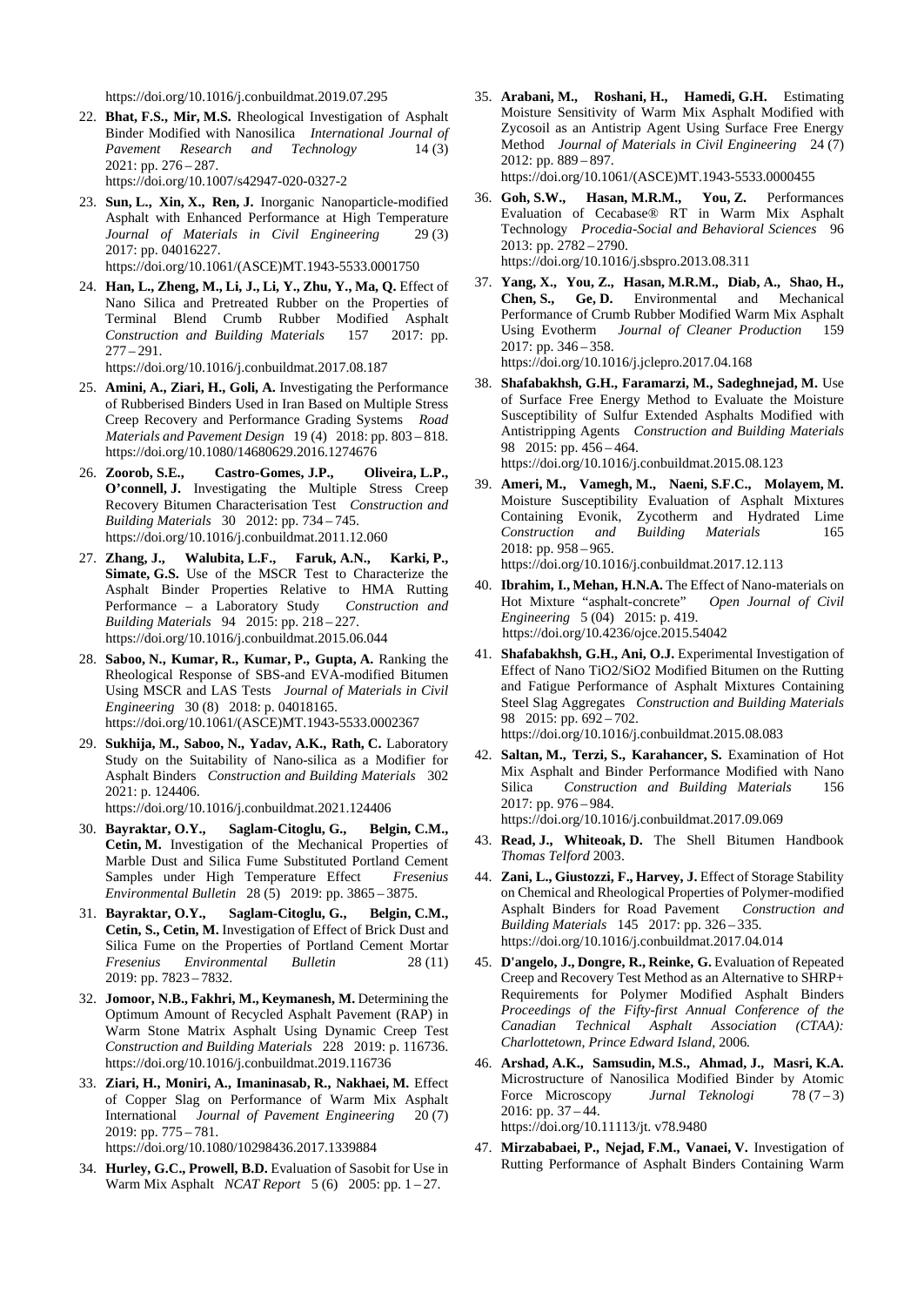https://doi.org/10.1016/j.conbuildmat.2019.07.295

22. **Bhat, F.S., Mir, M.S.** Rheological Investigation of Asphalt Binder Modified with Nanosilica *International Journal of Pavement Research and Technology* 14 (3) 2021: pp. 276 – 287. https://doi.org/10.1007/s42947-020-0327-2
23. **Sun, L., Xin, X., Ren, J.** Inorganic Nanoparticle-modified Asphalt with Enhanced Performance at High Temperature *Journal of Materials in Civil Engineering* 29 (3) 2017: pp. 04016227. https://doi.org/10.1061/(ASCE)MT.1943-5533.0001750
24. **Han, L., Zheng, M., Li, J., Li, Y., Zhu, Y., Ma, Q.** Effect of Nano Silica and Pretreated Rubber on the Properties of Terminal Blend Crumb Rubber Modified Asphalt *Construction and Building Materials* 157 2017: pp. 277 – 291. https://doi.org/10.1016/j.conbuildmat.2017.08.187
25. **Amini, A., Ziari, H., Goli, A.** Investigating the Performance of Rubberised Binders Used in Iran Based on Multiple Stress Creep Recovery and Performance Grading Systems *Road Materials and Pavement Design* 19 (4) 2018: pp. 803 – 818. https://doi.org/10.1080/14680629.2016.1274676
26. **Zoorob, S.E., Castro-Gomes, J.P., Oliveira, L.P., O'connell, J.** Investigating the Multiple Stress Creep Recovery Bitumen Characterisation Test *Construction and Building Materials* 30 2012: pp. 734 – 745. https://doi.org/10.1016/j.conbuildmat.2011.12.060
27. **Zhang, J., Walubita, L.F., Faruk, A.N., Karki, P., Simate, G.S.** Use of the MSCR Test to Characterize the Asphalt Binder Properties Relative to HMA Rutting Performance – a Laboratory Study *Construction and Building Materials* 94 2015: pp. 218 – 227. https://doi.org/10.1016/j.conbuildmat.2015.06.044
28. **Saboo, N., Kumar, R., Kumar, P., Gupta, A.** Ranking the Rheological Response of SBS-and EVA-modified Bitumen Using MSCR and LAS Tests *Journal of Materials in Civil Engineering* 30 (8) 2018: p. 04018165. https://doi.org/10.1061/(ASCE)MT.1943-5533.0002367
29. **Sukhija, M., Saboo, N., Yadav, A.K., Rath, C.** Laboratory Study on the Suitability of Nano-silica as a Modifier for Asphalt Binders *Construction and Building Materials* 302 2021: p. 124406. https://doi.org/10.1016/j.conbuildmat.2021.124406
30. **Bayraktar, O.Y., Saglam-Citoglu, G., Belgin, C.M., Cetin, M.** Investigation of the Mechanical Properties of Marble Dust and Silica Fume Substituted Portland Cement Samples under High Temperature Effect *Fresenius Environmental Bulletin* 28 (5) 2019: pp. 3865 – 3875.
31. **Bayraktar, O.Y., Saglam-Citoglu, G., Belgin, C.M., Cetin, S., Cetin, M.** Investigation of Effect of Brick Dust and Silica Fume on the Properties of Portland Cement Mortar *Fresenius Environmental Bulletin* 28 (11) 2019: pp. 7823 – 7832.
32. **Jomoor, N.B., Fakhri, M., Keymanesh, M.** Determining the Optimum Amount of Recycled Asphalt Pavement (RAP) in Warm Stone Matrix Asphalt Using Dynamic Creep Test *Construction and Building Materials* 228 2019: p. 116736. https://doi.org/10.1016/j.conbuildmat.2019.116736
33. **Ziari, H., Moniri, A., Imaninasab, R., Nakhaei, M.** Effect of Copper Slag on Performance of Warm Mix Asphalt International *Journal of Pavement Engineering* 20 (7) 2019: pp. 775 – 781. https://doi.org/10.1080/10298436.2017.1339884
34. **Hurley, G.C., Prowell, B.D.** Evaluation of Sasobit for Use in Warm Mix Asphalt *NCAT Report* 5 (6) 2005: pp. 1 – 27.
35. **Arabani, M., Roshani, H., Hamedi, G.H.** Estimating Moisture Sensitivity of Warm Mix Asphalt Modified with Zycosoil as an Antistrip Agent Using Surface Free Energy Method *Journal of Materials in Civil Engineering* 24 (7) 2012: pp. 889 – 897. https://doi.org/10.1061/(ASCE)MT.1943-5533.0000455
36. **Goh, S.W., Hasan, M.R.M., You, Z.** Performances Evaluation of Cecabase® RT in Warm Mix Asphalt Technology *Procedia-Social and Behavioral Sciences* 96 2013: pp. 2782 – 2790. https://doi.org/10.1016/j.sbspro.2013.08.311
37. **Yang, X., You, Z., Hasan, M.R.M., Diab, A., Shao, H., Chen, S., Ge, D.** Environmental and Mechanical Performance of Crumb Rubber Modified Warm Mix Asphalt Using Evotherm *Journal of Cleaner Production* 159 2017: pp. 346 – 358. https://doi.org/10.1016/j.jclepro.2017.04.168
38. **Shafabakhsh, G.H., Faramarzi, M., Sadeghnejad, M.** Use of Surface Free Energy Method to Evaluate the Moisture Susceptibility of Sulfur Extended Asphalts Modified with Antistripping Agents *Construction and Building Materials* 98 2015: pp. 456 – 464. https://doi.org/10.1016/j.conbuildmat.2015.08.123
39. **Ameri, M., Vamegh, M., Naeni, S.F.C., Molayem, M.** Moisture Susceptibility Evaluation of Asphalt Mixtures Containing Evonik, Zycotherm and Hydrated Lime *Construction and Building Materials* 165 2018: pp. 958 – 965. https://doi.org/10.1016/j.conbuildmat.2017.12.113
40. **Ibrahim, I., Mehan, H.N.A.** The Effect of Nano-materials on Hot Mixture "asphalt-concrete" *Open Journal of Civil Engineering* 5 (04) 2015: p. 419. https://doi.org/10.4236/ojce.2015.54042
41. **Shafabakhsh, G.H., Ani, O.J.** Experimental Investigation of Effect of Nano TiO2/SiO2 Modified Bitumen on the Rutting and Fatigue Performance of Asphalt Mixtures Containing Steel Slag Aggregates *Construction and Building Materials* 98 2015: pp. 692 – 702. https://doi.org/10.1016/j.conbuildmat.2015.08.083
42. **Saltan, M., Terzi, S., Karahancer, S.** Examination of Hot Mix Asphalt and Binder Performance Modified with Nano Silica *Construction and Building Materials* 156 2017: pp. 976 – 984. https://doi.org/10.1016/j.conbuildmat.2017.09.069
43. **Read, J., Whiteoak, D.** The Shell Bitumen Handbook *Thomas Telford* 2003.
44. **Zani, L., Giustozzi, F., Harvey, J.** Effect of Storage Stability on Chemical and Rheological Properties of Polymer-modified Asphalt Binders for Road Pavement *Construction and Building Materials* 145 2017: pp. 326 – 335. https://doi.org/10.1016/j.conbuildmat.2017.04.014
45. **D'angelo, J., Dongre, R., Reinke, G.** Evaluation of Repeated Creep and Recovery Test Method as an Alternative to SHRP+ Requirements for Polymer Modified Asphalt Binders *Proceedings of the Fifty-first Annual Conference of the Canadian Technical Asphalt Association (CTAA): Charlottetown, Prince Edward Island*, 2006.
46. **Arshad, A.K., Samsudin, M.S., Ahmad, J., Masri, K.A.** Microstructure of Nanosilica Modified Binder by Atomic Force Microscopy *Jurnal Teknologi* 78 (7 – 3) 2016: pp. 37 – 44. https://doi.org/10.11113/jt. v78.9480
47. **Mirzababaei, P., Nejad, F.M., Vanaei, V.** Investigation of Rutting Performance of Asphalt Binders Containing Warm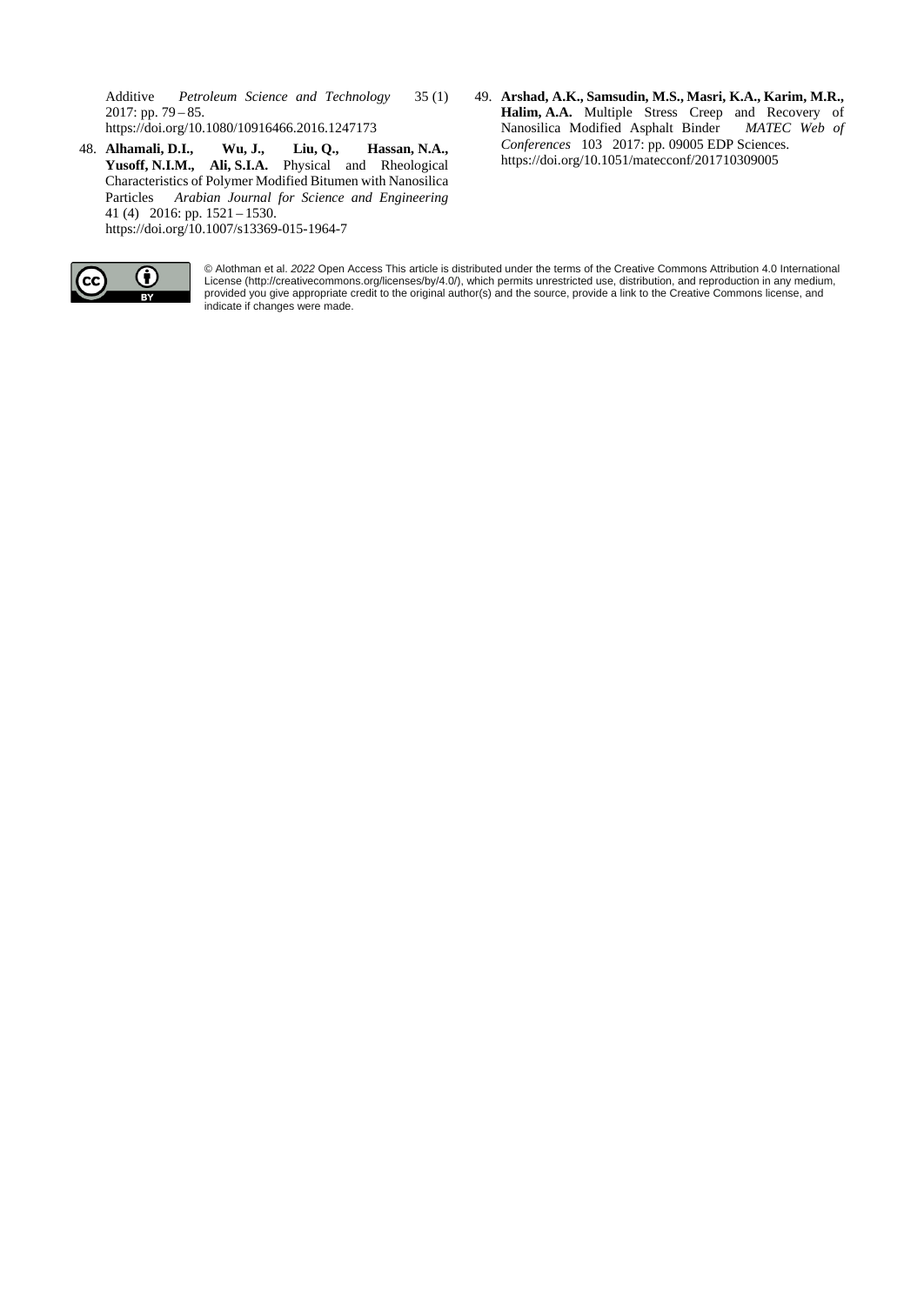Additive *Petroleum Science and Technology* 35 (1) 2017: pp. 79 – 85. https://doi.org/10.1080/10916466.2016.1247173

48. **Alhamali, D.I., Wu, J., Liu, Q., Hassan, N.A., Yusoff, N.I.M., Ali, S.I.A.** Physical and Rheological Characteristics of Polymer Modified Bitumen with Nanosilica Particles *Arabian Journal for Science and Engineering* 41 (4) 2016: pp. 1521 – 1530. https://doi.org/10.1007/s13369-015-1964-7

49. **Arshad, A.K., Samsudin, M.S., Masri, K.A., Karim, M.R., Halim, A.A.** Multiple Stress Creep and Recovery of Nanosilica Modified Asphalt Binder *MATEC Web of Conferences* 103 2017: pp. 09005 EDP Sciences. https://doi.org/10.1051/matecconf/201710309005

© Alothman et al. *2022* Open Access This article is distributed under the terms of the Creative Commons Attribution 4.0 International License (http://creativecommons.org/licenses/by/4.0/), which permits unrestricted use, distribution, and reproduction in any medium, provided you give appropriate credit to the original author(s) and the source, provide a link to the Creative Commons license, and indicate if changes were made.